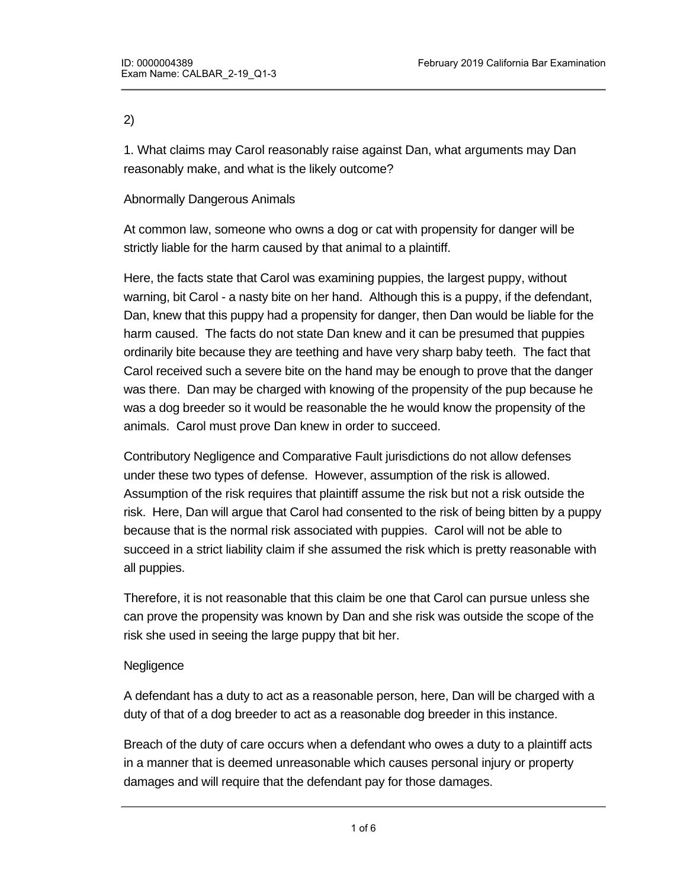2)

1. What claims may Carol reasonably raise against Dan, what arguments may Dan reasonably make, and what is the likely outcome?

Abnormally Dangerous Animals

At common law, someone who owns a dog or cat with propensity for danger will be strictly liable for the harm caused by that animal to a plaintiff.

Here, the facts state that Carol was examining puppies, the largest puppy, without warning, bit Carol - a nasty bite on her hand. Although this is a puppy, if the defendant, Dan, knew that this puppy had a propensity for danger, then Dan would be liable for the harm caused. The facts do not state Dan knew and it can be presumed that puppies ordinarily bite because they are teething and have very sharp baby teeth. The fact that Carol received such a severe bite on the hand may be enough to prove that the danger was there. Dan may be charged with knowing of the propensity of the pup because he was a dog breeder so it would be reasonable the he would know the propensity of the animals. Carol must prove Dan knew in order to succeed.

Contributory Negligence and Comparative Fault jurisdictions do not allow defenses under these two types of defense. However, assumption of the risk is allowed. Assumption of the risk requires that plaintiff assume the risk but not a risk outside the risk. Here, Dan will argue that Carol had consented to the risk of being bitten by a puppy because that is the normal risk associated with puppies. Carol will not be able to succeed in a strict liability claim if she assumed the risk which is pretty reasonable with all puppies.

Therefore, it is not reasonable that this claim be one that Carol can pursue unless she can prove the propensity was known by Dan and she risk was outside the scope of the risk she used in seeing the large puppy that bit her.

Negligence

A defendant has a duty to act as a reasonable person, here, Dan will be charged with a duty of that of a dog breeder to act as a reasonable dog breeder in this instance.

Breach of the duty of care occurs when a defendant who owes a duty to a plaintiff acts in a manner that is deemed unreasonable which causes personal injury or property damages and will require that the defendant pay for those damages.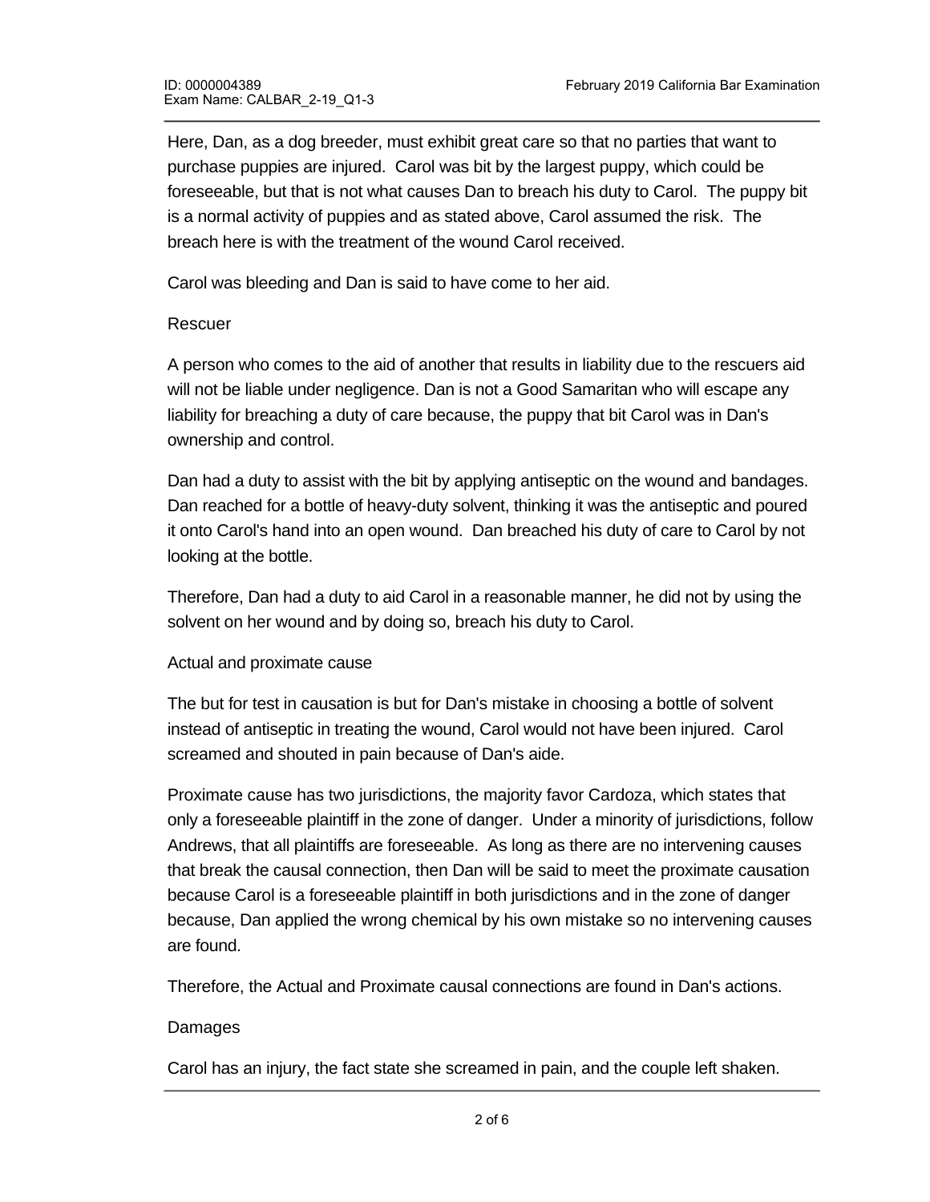Here, Dan, as a dog breeder, must exhibit great care so that no parties that want to purchase puppies are injured. Carol was bit by the largest puppy, which could be foreseeable, but that is not what causes Dan to breach his duty to Carol. The puppy bit is a normal activity of puppies and as stated above, Carol assumed the risk. The breach here is with the treatment of the wound Carol received.

Carol was bleeding and Dan is said to have come to her aid.

Rescuer

A person who comes to the aid of another that results in liability due to the rescuers aid will not be liable under negligence. Dan is not a Good Samaritan who will escape any liability for breaching a duty of care because, the puppy that bit Carol was in Dan's ownership and control.

Dan had a duty to assist with the bit by applying antiseptic on the wound and bandages. Dan reached for a bottle of heavy-duty solvent, thinking it was the antiseptic and poured it onto Carol's hand into an open wound. Dan breached his duty of care to Carol by not looking at the bottle.

Therefore, Dan had a duty to aid Carol in a reasonable manner, he did not by using the solvent on her wound and by doing so, breach his duty to Carol.

Actual and proximate cause

The but for test in causation is but for Dan's mistake in choosing a bottle of solvent instead of antiseptic in treating the wound, Carol would not have been injured. Carol screamed and shouted in pain because of Dan's aide.

Proximate cause has two jurisdictions, the majority favor Cardoza, which states that only a foreseeable plaintiff in the zone of danger. Under a minority of jurisdictions, follow Andrews, that all plaintiffs are foreseeable. As long as there are no intervening causes that break the causal connection, then Dan will be said to meet the proximate causation because Carol is a foreseeable plaintiff in both jurisdictions and in the zone of danger because, Dan applied the wrong chemical by his own mistake so no intervening causes are found.

Therefore, the Actual and Proximate causal connections are found in Dan's actions.

Damages

Carol has an injury, the fact state she screamed in pain, and the couple left shaken.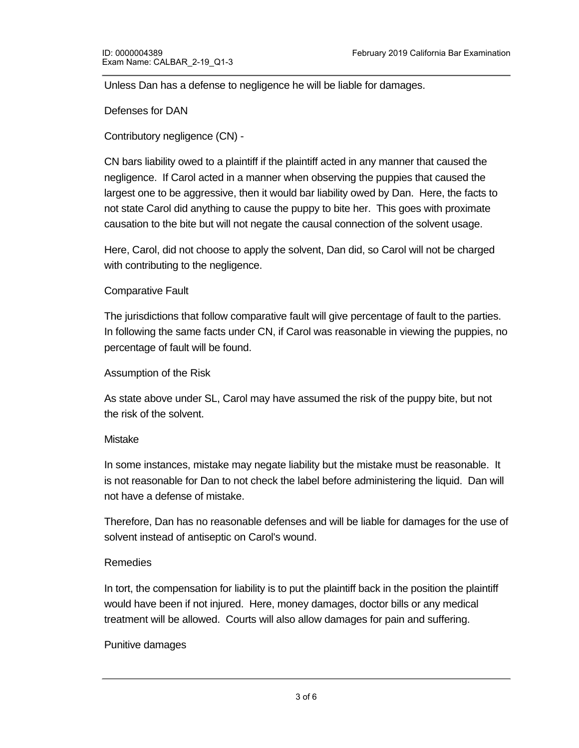Unless Dan has a defense to negligence he will be liable for damages.

Defenses for DAN

Contributory negligence (CN) -

CN bars liability owed to a plaintiff if the plaintiff acted in any manner that caused the negligence. If Carol acted in a manner when observing the puppies that caused the largest one to be aggressive, then it would bar liability owed by Dan. Here, the facts to not state Carol did anything to cause the puppy to bite her. This goes with proximate causation to the bite but will not negate the causal connection of the solvent usage.

Here, Carol, did not choose to apply the solvent, Dan did, so Carol will not be charged with contributing to the negligence.

Comparative Fault

The jurisdictions that follow comparative fault will give percentage of fault to the parties. In following the same facts under CN, if Carol was reasonable in viewing the puppies, no percentage of fault will be found.

Assumption of the Risk

As state above under SL, Carol may have assumed the risk of the puppy bite, but not the risk of the solvent.

Mistake

In some instances, mistake may negate liability but the mistake must be reasonable. It is not reasonable for Dan to not check the label before administering the liquid. Dan will not have a defense of mistake.

Therefore, Dan has no reasonable defenses and will be liable for damages for the use of solvent instead of antiseptic on Carol's wound.

Remedies

In tort, the compensation for liability is to put the plaintiff back in the position the plaintiff would have been if not injured. Here, money damages, doctor bills or any medical treatment will be allowed. Courts will also allow damages for pain and suffering.

Punitive damages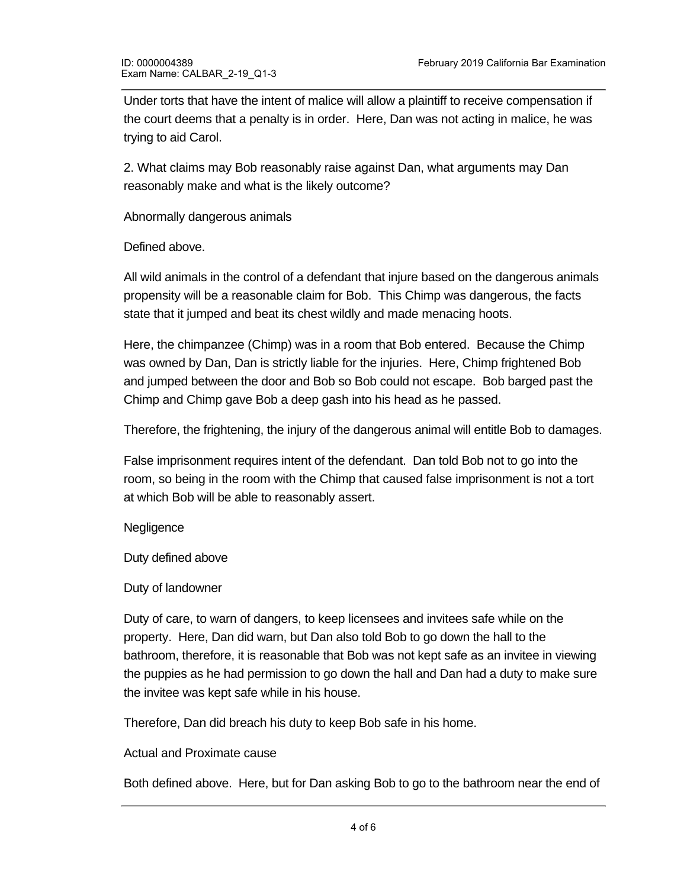Under torts that have the intent of malice will allow a plaintiff to receive compensation if the court deems that a penalty is in order. Here, Dan was not acting in malice, he was trying to aid Carol.

2. What claims may Bob reasonably raise against Dan, what arguments may Dan reasonably make and what is the likely outcome?

Abnormally dangerous animals

Defined above.

All wild animals in the control of a defendant that injure based on the dangerous animals propensity will be a reasonable claim for Bob. This Chimp was dangerous, the facts state that it jumped and beat its chest wildly and made menacing hoots.

Here, the chimpanzee (Chimp) was in a room that Bob entered. Because the Chimp was owned by Dan, Dan is strictly liable for the injuries. Here, Chimp frightened Bob and jumped between the door and Bob so Bob could not escape. Bob barged past the Chimp and Chimp gave Bob a deep gash into his head as he passed.

Therefore, the frightening, the injury of the dangerous animal will entitle Bob to damages.

False imprisonment requires intent of the defendant. Dan told Bob not to go into the room, so being in the room with the Chimp that caused false imprisonment is not a tort at which Bob will be able to reasonably assert.

Negligence

Duty defined above

Duty of landowner

Duty of care, to warn of dangers, to keep licensees and invitees safe while on the property. Here, Dan did warn, but Dan also told Bob to go down the hall to the bathroom, therefore, it is reasonable that Bob was not kept safe as an invitee in viewing the puppies as he had permission to go down the hall and Dan had a duty to make sure the invitee was kept safe while in his house.

Therefore, Dan did breach his duty to keep Bob safe in his home.

Actual and Proximate cause

Both defined above. Here, but for Dan asking Bob to go to the bathroom near the end of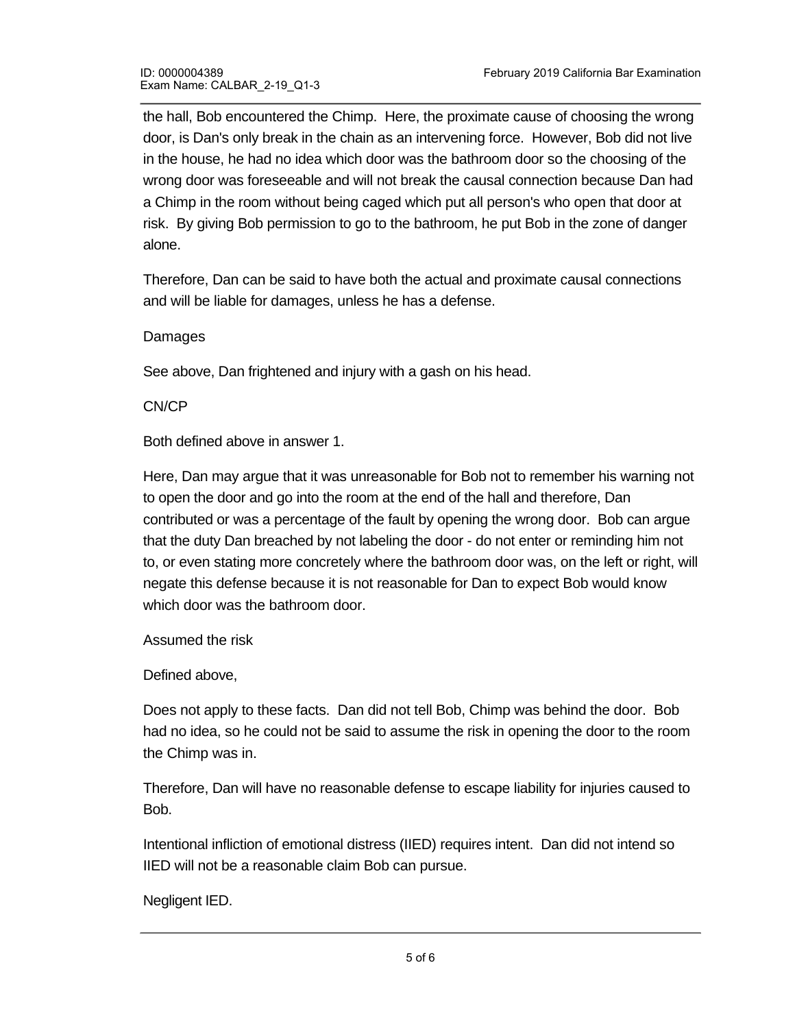the hall, Bob encountered the Chimp. Here, the proximate cause of choosing the wrong door, is Dan's only break in the chain as an intervening force. However, Bob did not live in the house, he had no idea which door was the bathroom door so the choosing of the wrong door was foreseeable and will not break the causal connection because Dan had a Chimp in the room without being caged which put all person's who open that door at risk. By giving Bob permission to go to the bathroom, he put Bob in the zone of danger alone.

Therefore, Dan can be said to have both the actual and proximate causal connections and will be liable for damages, unless he has a defense.

Damages

See above, Dan frightened and injury with a gash on his head.

CN/CP

Both defined above in answer 1.

Here, Dan may argue that it was unreasonable for Bob not to remember his warning not to open the door and go into the room at the end of the hall and therefore, Dan contributed or was a percentage of the fault by opening the wrong door. Bob can argue that the duty Dan breached by not labeling the door - do not enter or reminding him not to, or even stating more concretely where the bathroom door was, on the left or right, will negate this defense because it is not reasonable for Dan to expect Bob would know which door was the bathroom door.

Assumed the risk

Defined above,

Does not apply to these facts. Dan did not tell Bob, Chimp was behind the door. Bob had no idea, so he could not be said to assume the risk in opening the door to the room the Chimp was in.

Therefore, Dan will have no reasonable defense to escape liability for injuries caused to Bob.

Intentional infliction of emotional distress (IIED) requires intent. Dan did not intend so IIED will not be a reasonable claim Bob can pursue.

Negligent IED.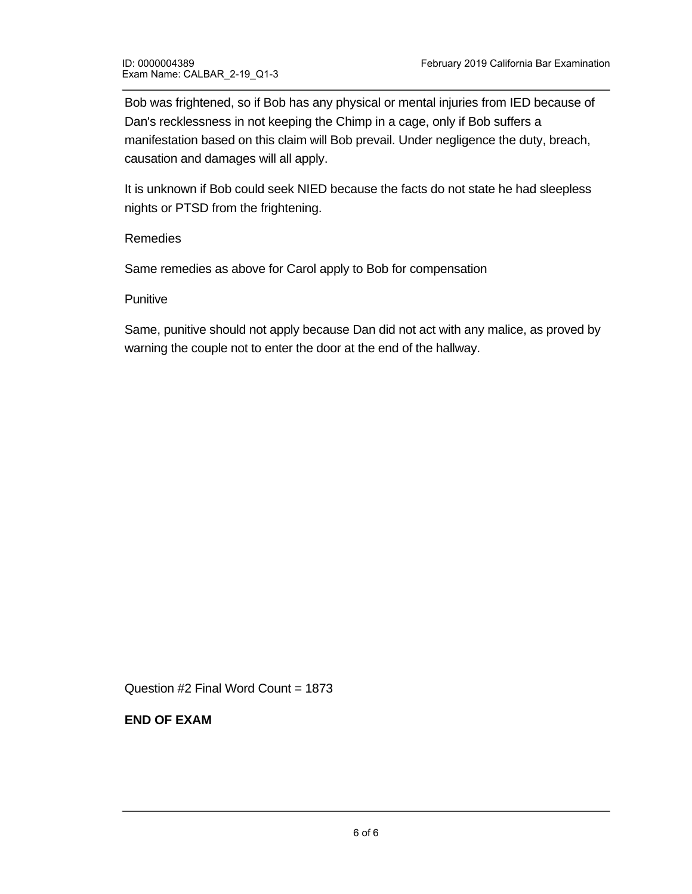Bob was frightened, so if Bob has any physical or mental injuries from IED because of Dan's recklessness in not keeping the Chimp in a cage, only if Bob suffers a manifestation based on this claim will Bob prevail. Under negligence the duty, breach, causation and damages will all apply.

It is unknown if Bob could seek NIED because the facts do not state he had sleepless nights or PTSD from the frightening.

Remedies

Same remedies as above for Carol apply to Bob for compensation

Punitive

Same, punitive should not apply because Dan did not act with any malice, as proved by warning the couple not to enter the door at the end of the hallway.

Question #2 Final Word Count = 1873

**END OF EXAM**